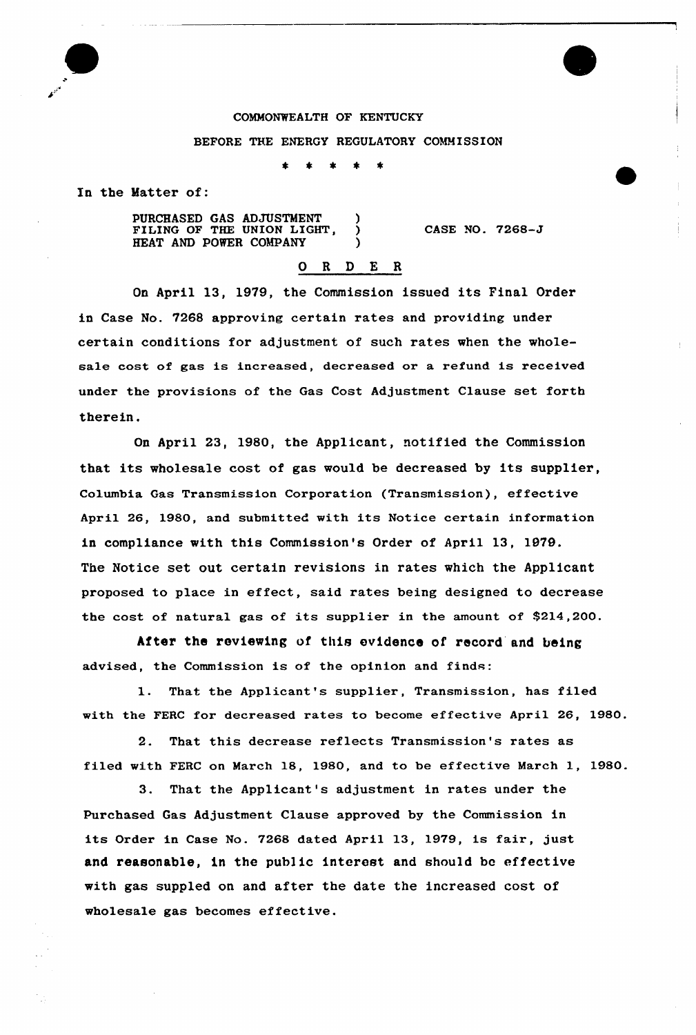COMMONWEALTH OF KENTUCKY

BEFORE THE ENERGY REGULATORY COMMISSION

\* \* \* \* \*

In the Matter of:

PURCHASED GAS ADJUSTMENT FILING OF THE UNION LIGHT, HEAT AND POWER COMPANY ) CASE NO. 7268-J

## O R D E R

On April 13, 1979, the Commission issued its Final Order in Case No. 7268 approving certain rates and providing under certain conditions for adjustment of such rates when the wholesale cost of gas is increased, decreased or a refund is received under the provisions of the Gas Cost Adjustment Clause set forth therein.

On April 23, 1980, the Applicant, notified the Commission that its wholesale cost of gas would be decreased by its supplier, Columbia Gas Transmission Corporation (Transmission), effective April 26, 1980, and submitted with its Notice certain information in compliance with this Commission's Order of April 13, 1979. The Notice set out certain revisions in rates which the Applicant proposed to place in effect, said rates being designed to decrease the cost of natural gas of its supplier in the amount of $214,200.

After the reviewing of this evidence of record and being advised, the Commission is of the opinion and finds:

1. That the Applicant's supplier, Transmission, has filed with the FERC for decreased rates to become effective April 26, 1980.

2. That this decrease reflects Transmission's rates as filed with FERC on March 18, 1980, and to be effective March 1, 1980.

3. That the Applicant's adjustment in rates under the Purchased Gas Adjustment Clause approved by the Commission in its Order in Case No. 7268 dated April 13, 1979, is fair, just and reasonable, in the public interest and should be effective with gas suppled on and after the date the increased cost of wholesale gas becomes effective.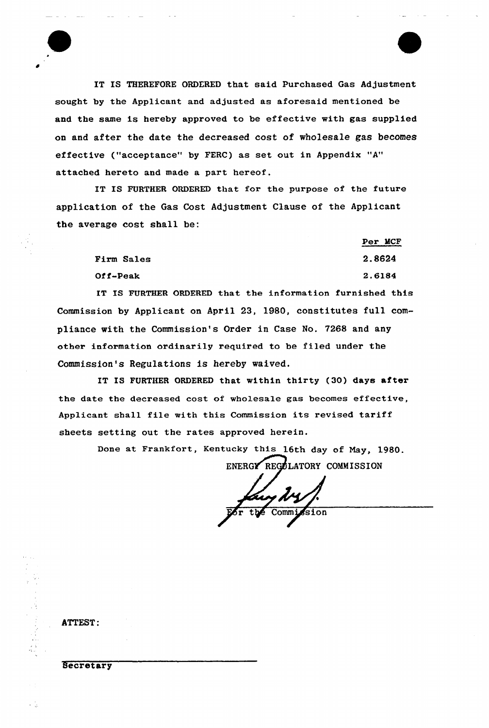IT IS THEREFORE ORDERED that said Purchased Gas Adjustment sought by the Applicant and adjusted as aforesaid mentioned be and the same is hereby approved to be effective with gas supplied on and after the date the decreased cost of wholesale gas becomes effective ("acceptance" by FERC) as set out in Appendix "A" attached hereto and made a part hereof.

IT IS FURTHER ORDERED that for the purpose of the future application of the Gas Cost Adjustment Clause of the Applicant the average cost shall be:

| | Per MCF |
|---|---|
| Firm Sales | 2.8624 |
| Off-Peak | 2.6184 |

IT IS FURTHER ORDERED that the information furnished this Commission by Applicant on April 23, 1980, constitutes full compliance with the Commission's Order in Case No. 7268 and any other information ordinarily required to be filed under the Commission's Regulations is hereby waived.

IT IS FURTHER ORDERED that within thirty (30) days after the date the decreased cost of wholesale gas becomes effective, Applicant shall file with this Commission its revised tariff sheets setting out the rates approved herein.

Done at Frankfort, Kentucky this 16th day of May, 1980.

ENERGY REGULATORY COMMISSION

For the Commission

ATTEST:

Secretary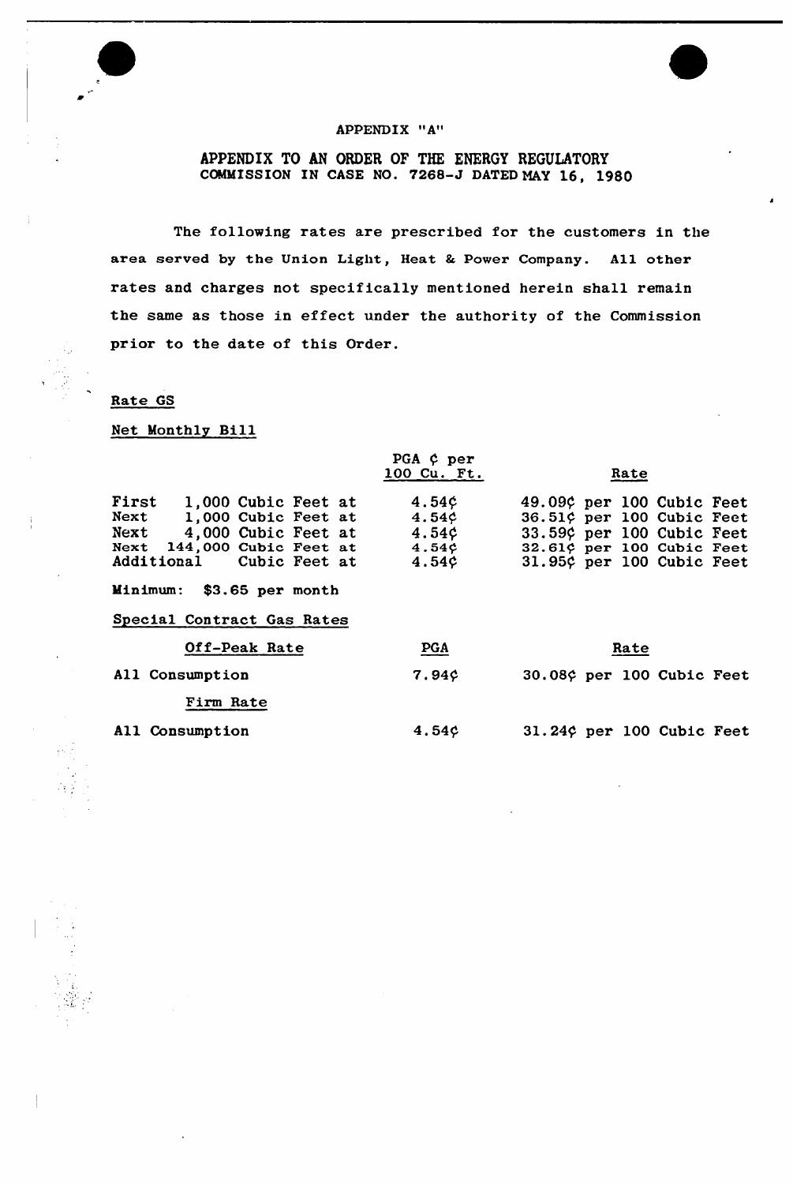APPENDIX "A"

APPENDIX TO AN ORDER OF THE ENERGY REGULATORY COMMISSION IN CASE NO. 7268-J DATED MAY 16, 1980

The following rates are prescribed for the customers in the area served by the Union Light, Heat & Power Company. All other rates and charges not specifically mentioned herein shall remain the same as those in effect under the authority of the Commission prior to the date of this Order.

Rate GS

Net Monthly Bill

| | PGA ¢ per 100 Cu. Ft. | Rate |
|---|---|---|
| First 1,000 Cubic Feet at | 4.54¢ | 49.09¢ per 100 Cubic Feet |
| Next 1,000 Cubic Feet at | 4.54¢ | 36.51¢ per 100 Cubic Feet |
| Next 4,000 Cubic Feet at | 4.54¢ | 33.59¢ per 100 Cubic Feet |
| Next 144,000 Cubic Feet at | 4.54¢ | 32.61¢ per 100 Cubic Feet |
| Additional Cubic Feet at | 4.54¢ | 31.95¢ per 100 Cubic Feet |

Minimum: $3.65 per month

Special Contract Gas Rates

| Off-Peak Rate | PGA | Rate |
|---|---|---|
| All Consumption | 7.94¢ | 30.08¢ per 100 Cubic Feet |
| **Firm Rate** | | |
| All Consumption | 4.54¢ | 31.24¢ per 100 Cubic Feet |